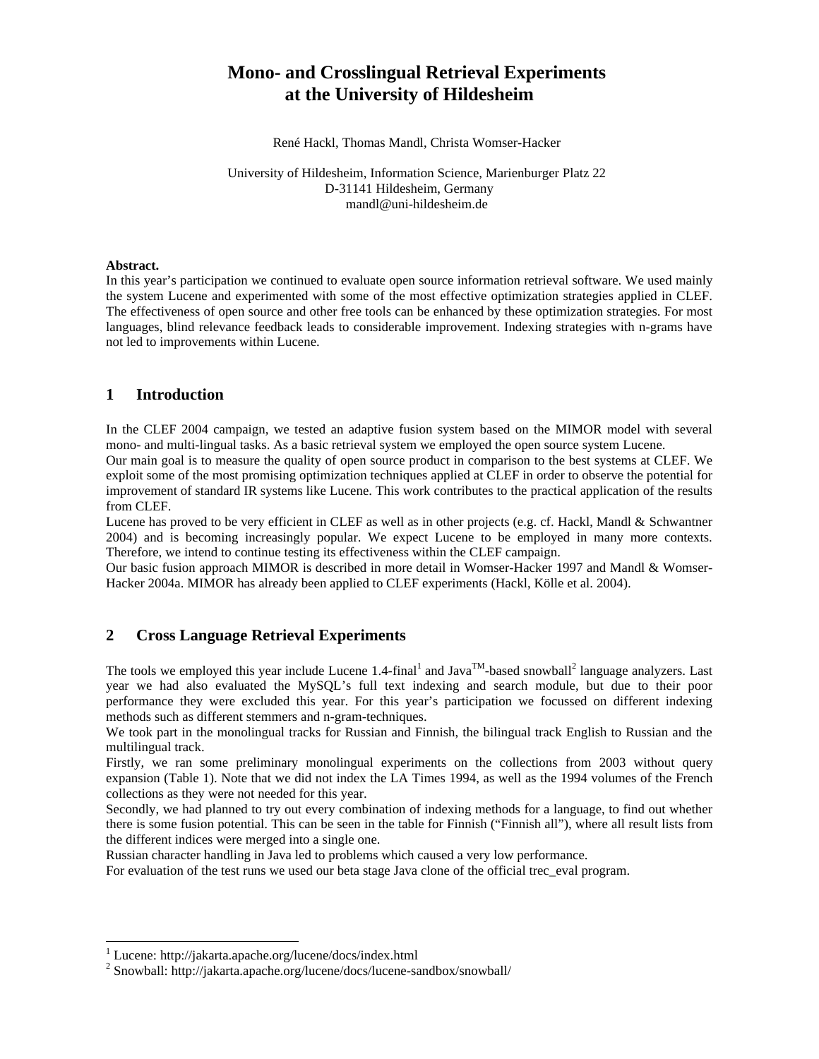# Mono- and Crosslingual Retrieval Experiments at the University of Hildesheim

René Hackl, Thomas Mandl, Christa Womser-Hacker

University of Hildesheim, Information Science, Marienburger Platz 22
D-31141 Hildesheim, Germany
mandl@uni-hildesheim.de

**Abstract.**
In this year's participation we continued to evaluate open source information retrieval software. We used mainly the system Lucene and experimented with some of the most effective optimization strategies applied in CLEF. The effectiveness of open source and other free tools can be enhanced by these optimization strategies. For most languages, blind relevance feedback leads to considerable improvement. Indexing strategies with n-grams have not led to improvements within Lucene.

## 1 Introduction

In the CLEF 2004 campaign, we tested an adaptive fusion system based on the MIMOR model with several mono- and multi-lingual tasks. As a basic retrieval system we employed the open source system Lucene.
Our main goal is to measure the quality of open source product in comparison to the best systems at CLEF. We exploit some of the most promising optimization techniques applied at CLEF in order to observe the potential for improvement of standard IR systems like Lucene. This work contributes to the practical application of the results from CLEF.
Lucene has proved to be very efficient in CLEF as well as in other projects (e.g. cf. Hackl, Mandl & Schwantner 2004) and is becoming increasingly popular. We expect Lucene to be employed in many more contexts. Therefore, we intend to continue testing its effectiveness within the CLEF campaign.
Our basic fusion approach MIMOR is described in more detail in Womser-Hacker 1997 and Mandl & Womser-Hacker 2004a. MIMOR has already been applied to CLEF experiments (Hackl, Kölle et al. 2004).

## 2 Cross Language Retrieval Experiments

The tools we employed this year include Lucene 1.4-final[1] and Java™-based snowball[2] language analyzers. Last year we had also evaluated the MySQL's full text indexing and search module, but due to their poor performance they were excluded this year. For this year's participation we focussed on different indexing methods such as different stemmers and n-gram-techniques.
We took part in the monolingual tracks for Russian and Finnish, the bilingual track English to Russian and the multilingual track.
Firstly, we ran some preliminary monolingual experiments on the collections from 2003 without query expansion (Table 1). Note that we did not index the LA Times 1994, as well as the 1994 volumes of the French collections as they were not needed for this year.
Secondly, we had planned to try out every combination of indexing methods for a language, to find out whether there is some fusion potential. This can be seen in the table for Finnish ("Finnish all"), where all result lists from the different indices were merged into a single one.
Russian character handling in Java led to problems which caused a very low performance.
For evaluation of the test runs we used our beta stage Java clone of the official trec_eval program.

---

[1] Lucene: http://jakarta.apache.org/lucene/docs/index.html
[2] Snowball: http://jakarta.apache.org/lucene/docs/lucene-sandbox/snowball/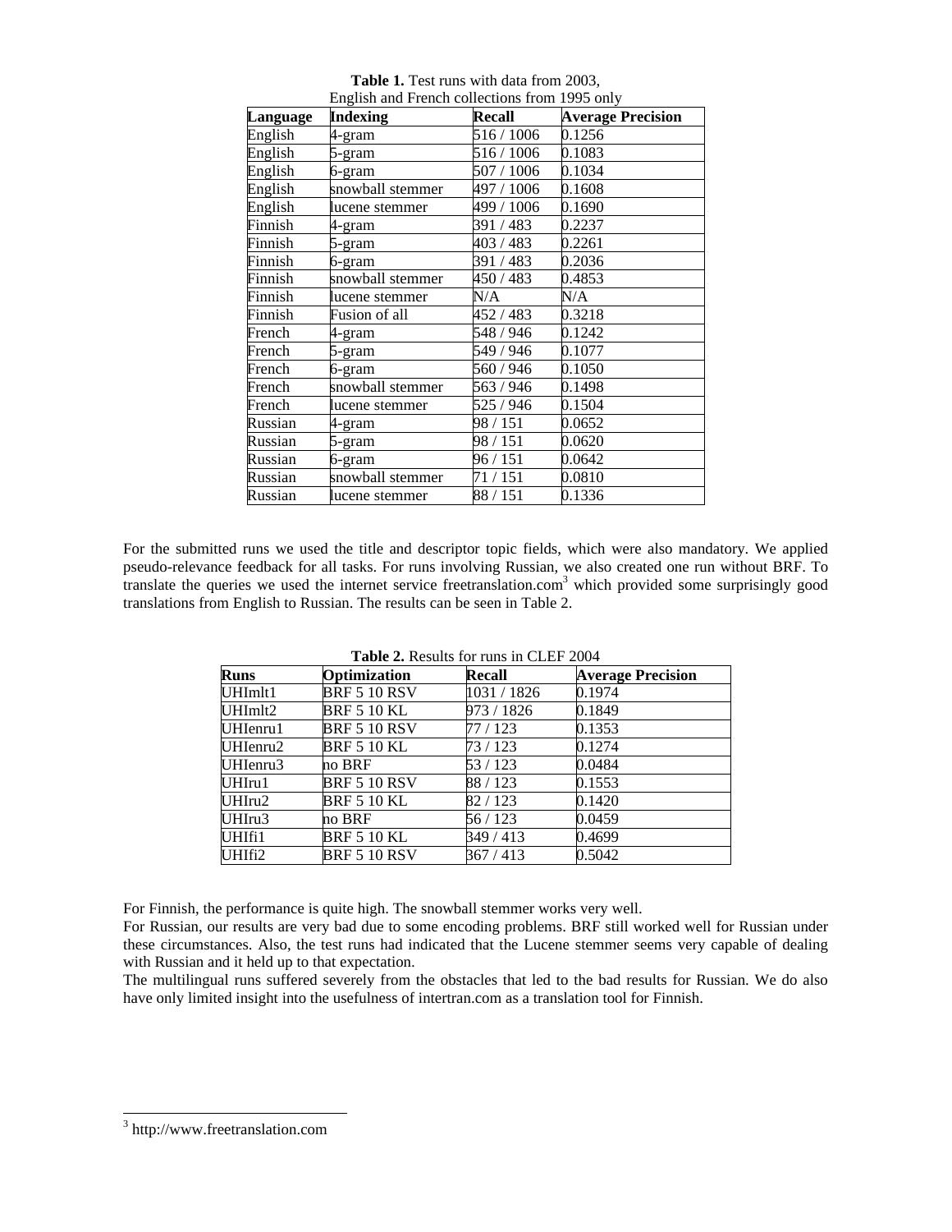**Table 1.** Test runs with data from 2003,
English and French collections from 1995 only

| Language | Indexing | Recall | Average Precision |
|---|---|---|---|
| English | 4-gram | 516 / 1006 | 0.1256 |
| English | 5-gram | 516 / 1006 | 0.1083 |
| English | 6-gram | 507 / 1006 | 0.1034 |
| English | snowball stemmer | 497 / 1006 | 0.1608 |
| English | lucene stemmer | 499 / 1006 | 0.1690 |
| Finnish | 4-gram | 391 / 483 | 0.2237 |
| Finnish | 5-gram | 403 / 483 | 0.2261 |
| Finnish | 6-gram | 391 / 483 | 0.2036 |
| Finnish | snowball stemmer | 450 / 483 | 0.4853 |
| Finnish | lucene stemmer | N/A | N/A |
| Finnish | Fusion of all | 452 / 483 | 0.3218 |
| French | 4-gram | 548 / 946 | 0.1242 |
| French | 5-gram | 549 / 946 | 0.1077 |
| French | 6-gram | 560 / 946 | 0.1050 |
| French | snowball stemmer | 563 / 946 | 0.1498 |
| French | lucene stemmer | 525 / 946 | 0.1504 |
| Russian | 4-gram | 98 / 151 | 0.0652 |
| Russian | 5-gram | 98 / 151 | 0.0620 |
| Russian | 6-gram | 96 / 151 | 0.0642 |
| Russian | snowball stemmer | 71 / 151 | 0.0810 |
| Russian | lucene stemmer | 88 / 151 | 0.1336 |

For the submitted runs we used the title and descriptor topic fields, which were also mandatory. We applied pseudo-relevance feedback for all tasks. For runs involving Russian, we also created one run without BRF. To translate the queries we used the internet service freetranslation.com[3] which provided some surprisingly good translations from English to Russian. The results can be seen in Table 2.

**Table 2.** Results for runs in CLEF 2004

| Runs | Optimization | Recall | Average Precision |
|---|---|---|---|
| UHImlt1 | BRF 5 10 RSV | 1031 / 1826 | 0.1974 |
| UHImlt2 | BRF 5 10 KL | 973 / 1826 | 0.1849 |
| UHIenru1 | BRF 5 10 RSV | 77 / 123 | 0.1353 |
| UHIenru2 | BRF 5 10 KL | 73 / 123 | 0.1274 |
| UHIenru3 | no BRF | 53 / 123 | 0.0484 |
| UHIru1 | BRF 5 10 RSV | 88 / 123 | 0.1553 |
| UHIru2 | BRF 5 10 KL | 82 / 123 | 0.1420 |
| UHIru3 | no BRF | 56 / 123 | 0.0459 |
| UHIfi1 | BRF 5 10 KL | 349 / 413 | 0.4699 |
| UHIfi2 | BRF 5 10 RSV | 367 / 413 | 0.5042 |

For Finnish, the performance is quite high. The snowball stemmer works very well.
For Russian, our results are very bad due to some encoding problems. BRF still worked well for Russian under these circumstances. Also, the test runs had indicated that the Lucene stemmer seems very capable of dealing with Russian and it held up to that expectation.
The multilingual runs suffered severely from the obstacles that led to the bad results for Russian. We do also have only limited insight into the usefulness of intertran.com as a translation tool for Finnish.

[3] http://www.freetranslation.com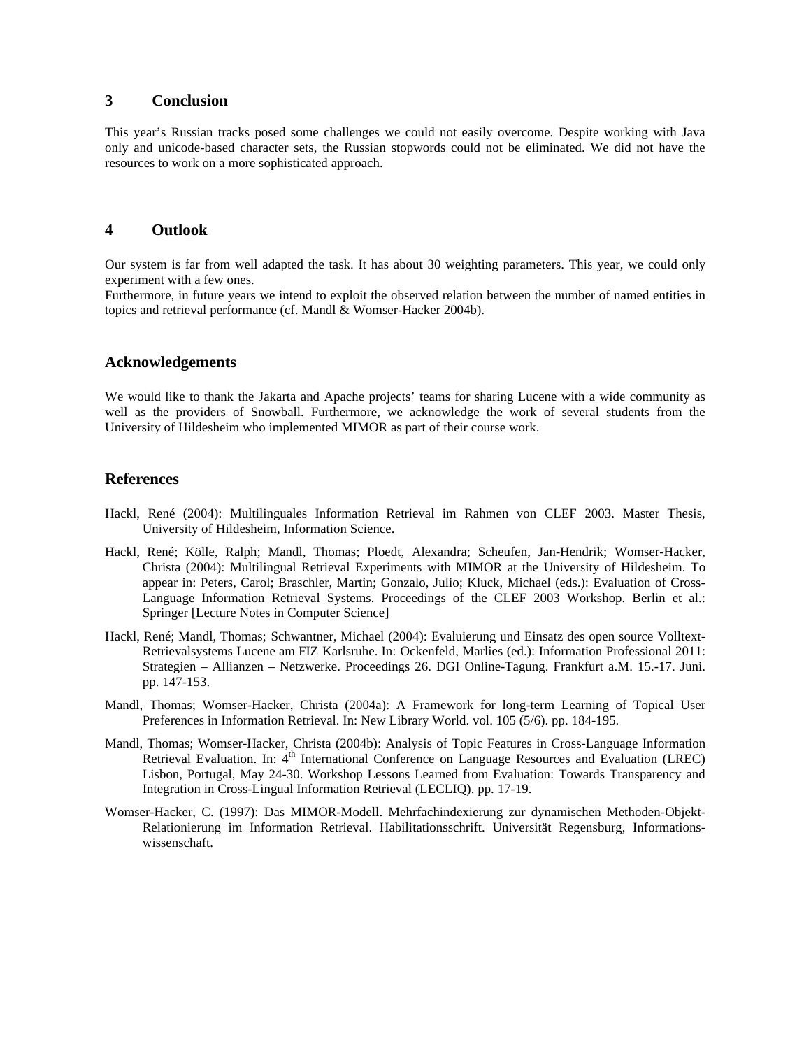## 3 Conclusion

This year's Russian tracks posed some challenges we could not easily overcome. Despite working with Java only and unicode-based character sets, the Russian stopwords could not be eliminated. We did not have the resources to work on a more sophisticated approach.

## 4 Outlook

Our system is far from well adapted the task. It has about 30 weighting parameters. This year, we could only experiment with a few ones.

Furthermore, in future years we intend to exploit the observed relation between the number of named entities in topics and retrieval performance (cf. Mandl & Womser-Hacker 2004b).

## Acknowledgements

We would like to thank the Jakarta and Apache projects' teams for sharing Lucene with a wide community as well as the providers of Snowball. Furthermore, we acknowledge the work of several students from the University of Hildesheim who implemented MIMOR as part of their course work.

## References

Hackl, René (2004): Multilinguales Information Retrieval im Rahmen von CLEF 2003. Master Thesis, University of Hildesheim, Information Science.

Hackl, René; Kölle, Ralph; Mandl, Thomas; Ploedt, Alexandra; Scheufen, Jan-Hendrik; Womser-Hacker, Christa (2004): Multilingual Retrieval Experiments with MIMOR at the University of Hildesheim. To appear in: Peters, Carol; Braschler, Martin; Gonzalo, Julio; Kluck, Michael (eds.): Evaluation of Cross-Language Information Retrieval Systems. Proceedings of the CLEF 2003 Workshop. Berlin et al.: Springer [Lecture Notes in Computer Science]

Hackl, René; Mandl, Thomas; Schwantner, Michael (2004): Evaluierung und Einsatz des open source Volltext-Retrievalsystems Lucene am FIZ Karlsruhe. In: Ockenfeld, Marlies (ed.): Information Professional 2011: Strategien – Allianzen – Netzwerke. Proceedings 26. DGI Online-Tagung. Frankfurt a.M. 15.-17. Juni. pp. 147-153.

Mandl, Thomas; Womser-Hacker, Christa (2004a): A Framework for long-term Learning of Topical User Preferences in Information Retrieval. In: New Library World. vol. 105 (5/6). pp. 184-195.

Mandl, Thomas; Womser-Hacker, Christa (2004b): Analysis of Topic Features in Cross-Language Information Retrieval Evaluation. In: 4th International Conference on Language Resources and Evaluation (LREC) Lisbon, Portugal, May 24-30. Workshop Lessons Learned from Evaluation: Towards Transparency and Integration in Cross-Lingual Information Retrieval (LECLIQ). pp. 17-19.

Womser-Hacker, C. (1997): Das MIMOR-Modell. Mehrfachindexierung zur dynamischen Methoden-Objekt-Relationierung im Information Retrieval. Habilitationsschrift. Universität Regensburg, Informationswissenschaft.